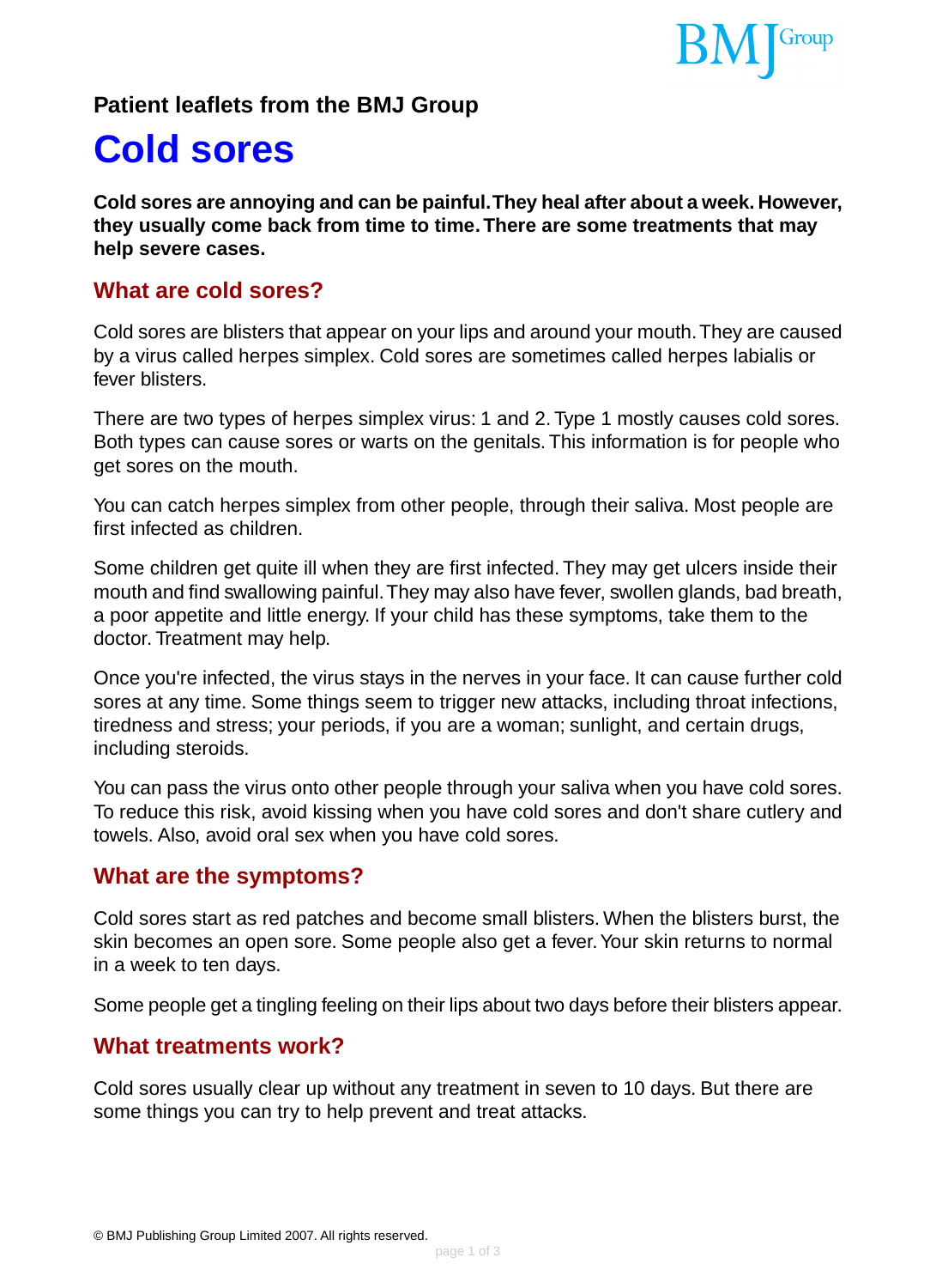**Patient leaflets from the BMJ Group**

# Cold sores

**Cold sores are annoying and can be painful. They heal after about a week. However, they usually come back from time to time. There are some treatments that may help severe cases.**

## What are cold sores?

Cold sores are blisters that appear on your lips and around your mouth. They are caused by a virus called herpes simplex. Cold sores are sometimes called herpes labialis or fever blisters.

There are two types of herpes simplex virus: 1 and 2. Type 1 mostly causes cold sores. Both types can cause sores or warts on the genitals. This information is for people who get sores on the mouth.

You can catch herpes simplex from other people, through their saliva. Most people are first infected as children.

Some children get quite ill when they are first infected. They may get ulcers inside their mouth and find swallowing painful. They may also have fever, swollen glands, bad breath, a poor appetite and little energy. If your child has these symptoms, take them to the doctor. Treatment may help.

Once you're infected, the virus stays in the nerves in your face. It can cause further cold sores at any time. Some things seem to trigger new attacks, including throat infections, tiredness and stress; your periods, if you are a woman; sunlight, and certain drugs, including steroids.

You can pass the virus onto other people through your saliva when you have cold sores. To reduce this risk, avoid kissing when you have cold sores and don't share cutlery and towels. Also, avoid oral sex when you have cold sores.

## What are the symptoms?

Cold sores start as red patches and become small blisters. When the blisters burst, the skin becomes an open sore. Some people also get a fever. Your skin returns to normal in a week to ten days.

Some people get a tingling feeling on their lips about two days before their blisters appear.

## What treatments work?

Cold sores usually clear up without any treatment in seven to 10 days. But there are some things you can try to help prevent and treat attacks.

© BMJ Publishing Group Limited 2007. All rights reserved.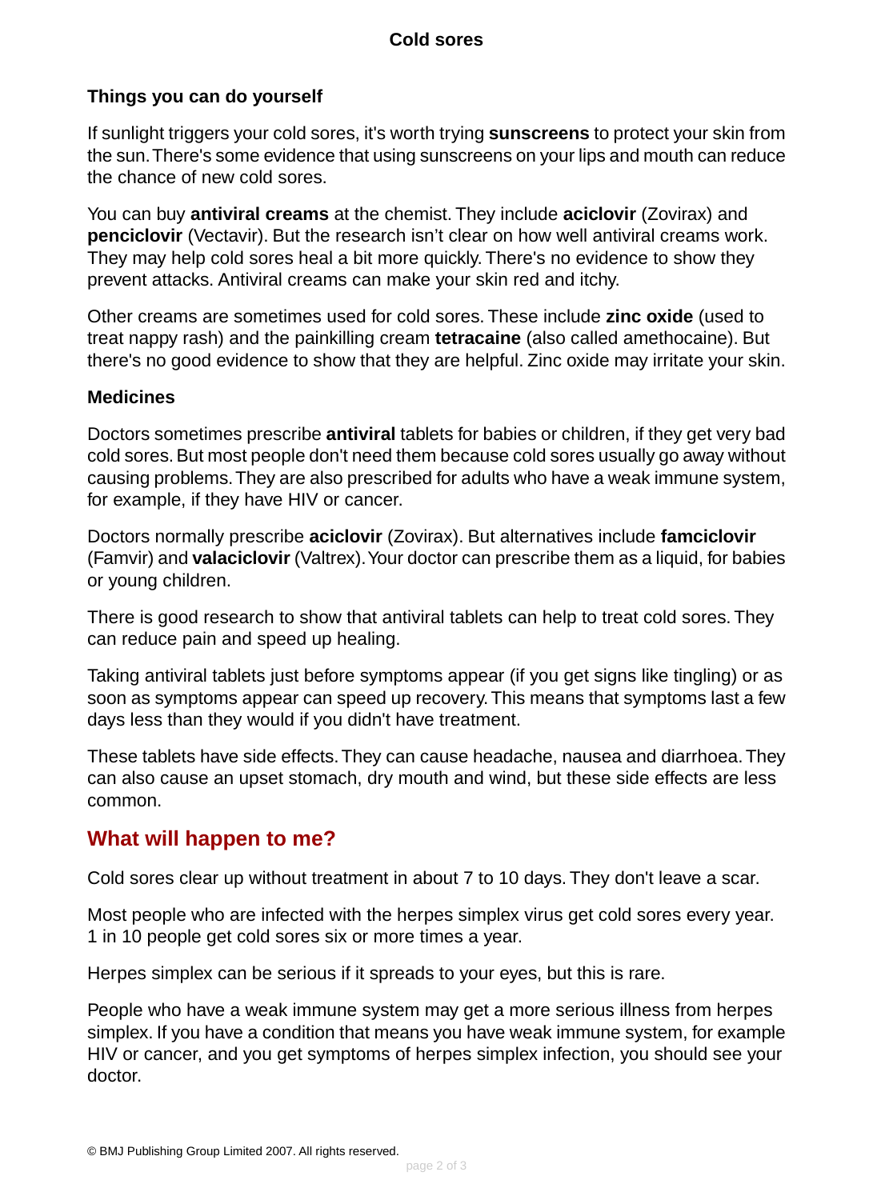### Things you can do yourself

If sunlight triggers your cold sores, it's worth trying **sunscreens** to protect your skin from the sun. There's some evidence that using sunscreens on your lips and mouth can reduce the chance of new cold sores.

You can buy **antiviral creams** at the chemist. They include **aciclovir** (Zovirax) and **penciclovir** (Vectavir). But the research isn't clear on how well antiviral creams work. They may help cold sores heal a bit more quickly. There's no evidence to show they prevent attacks. Antiviral creams can make your skin red and itchy.

Other creams are sometimes used for cold sores. These include **zinc oxide** (used to treat nappy rash) and the painkilling cream **tetracaine** (also called amethocaine). But there's no good evidence to show that they are helpful. Zinc oxide may irritate your skin.

### Medicines

Doctors sometimes prescribe **antiviral** tablets for babies or children, if they get very bad cold sores. But most people don't need them because cold sores usually go away without causing problems. They are also prescribed for adults who have a weak immune system, for example, if they have HIV or cancer.

Doctors normally prescribe **aciclovir** (Zovirax). But alternatives include **famciclovir** (Famvir) and **valaciclovir** (Valtrex). Your doctor can prescribe them as a liquid, for babies or young children.

There is good research to show that antiviral tablets can help to treat cold sores. They can reduce pain and speed up healing.

Taking antiviral tablets just before symptoms appear (if you get signs like tingling) or as soon as symptoms appear can speed up recovery. This means that symptoms last a few days less than they would if you didn't have treatment.

These tablets have side effects. They can cause headache, nausea and diarrhoea. They can also cause an upset stomach, dry mouth and wind, but these side effects are less common.

## What will happen to me?

Cold sores clear up without treatment in about 7 to 10 days. They don't leave a scar.

Most people who are infected with the herpes simplex virus get cold sores every year. 1 in 10 people get cold sores six or more times a year.

Herpes simplex can be serious if it spreads to your eyes, but this is rare.

People who have a weak immune system may get a more serious illness from herpes simplex. If you have a condition that means you have weak immune system, for example HIV or cancer, and you get symptoms of herpes simplex infection, you should see your doctor.

© BMJ Publishing Group Limited 2007. All rights reserved.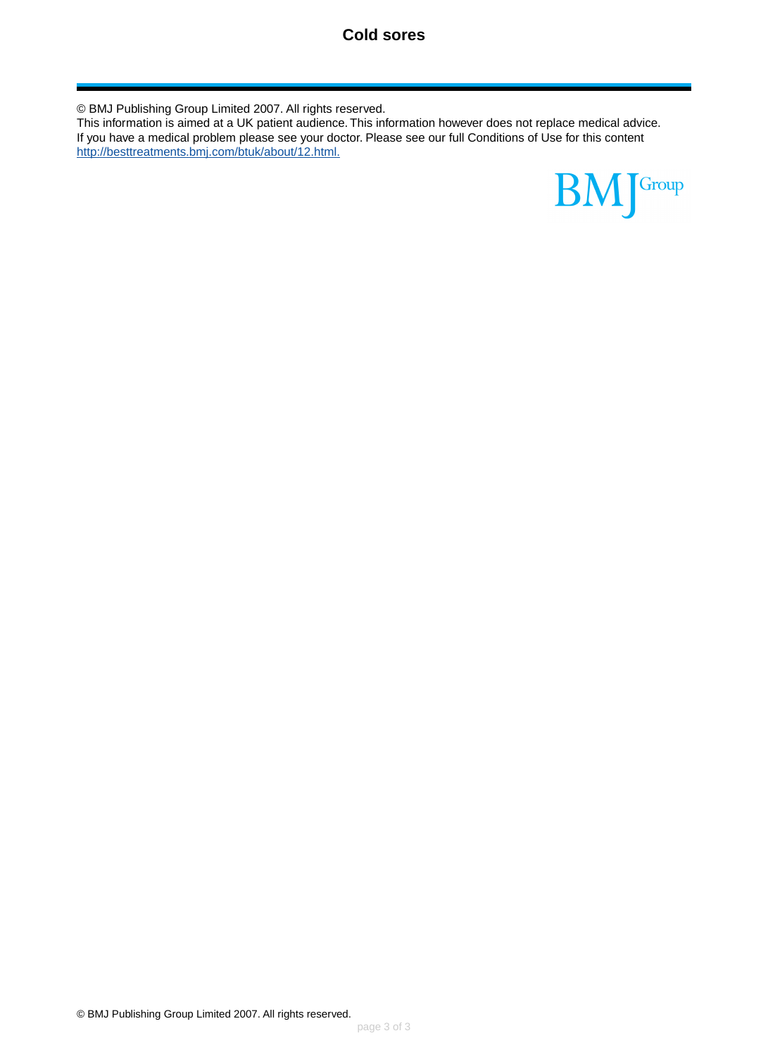© BMJ Publishing Group Limited 2007. All rights reserved.
This information is aimed at a UK patient audience. This information however does not replace medical advice. If you have a medical problem please see your doctor. Please see our full Conditions of Use for this content http://besttreatments.bmj.com/btuk/about/12.html.